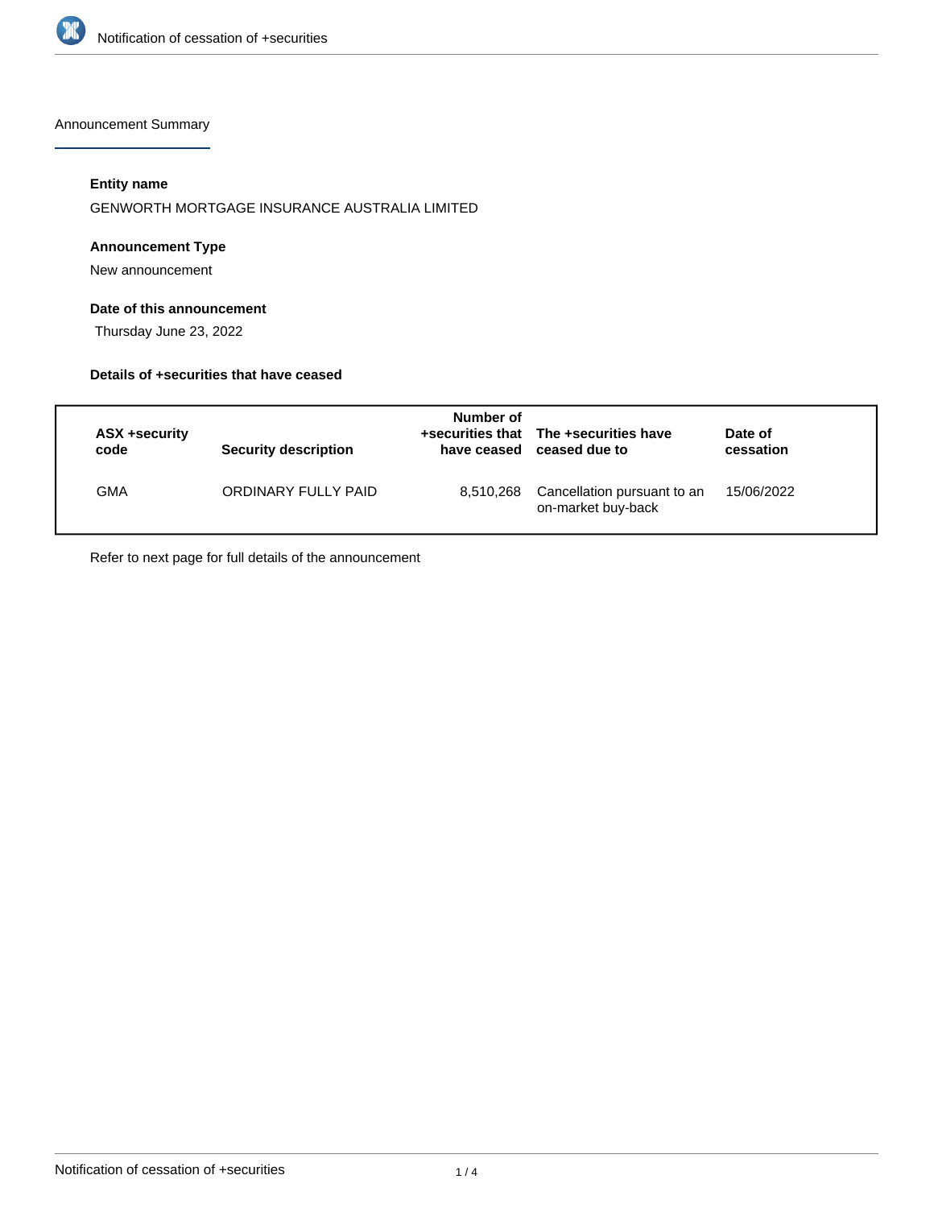Announcement Summary

**Entity name**

GENWORTH MORTGAGE INSURANCE AUSTRALIA LIMITED

**Announcement Type**

New announcement

**Date of this announcement**

Thursday June 23, 2022

**Details of +securities that have ceased**

| ASX +security code | Security description | Number of +securities that have ceased | The +securities have ceased due to | Date of cessation |
|---|---|---|---|---|
| GMA | ORDINARY FULLY PAID | 8,510,268 | Cancellation pursuant to an on-market buy-back | 15/06/2022 |

Refer to next page for full details of the announcement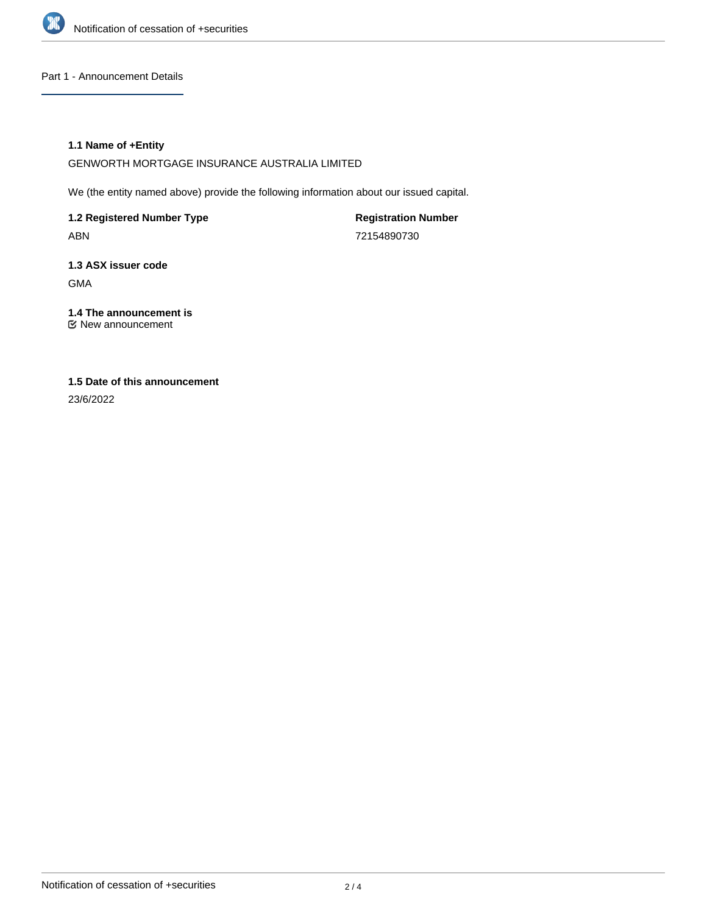## Part 1 - Announcement Details

### 1.1 Name of +Entity

GENWORTH MORTGAGE INSURANCE AUSTRALIA LIMITED

We (the entity named above) provide the following information about our issued capital.

| 1.2 Registered Number Type | Registration Number |
| --- | --- |
| ABN | 72154890730 |

### 1.3 ASX issuer code

GMA

### 1.4 The announcement is

☑ New announcement

### 1.5 Date of this announcement

23/6/2022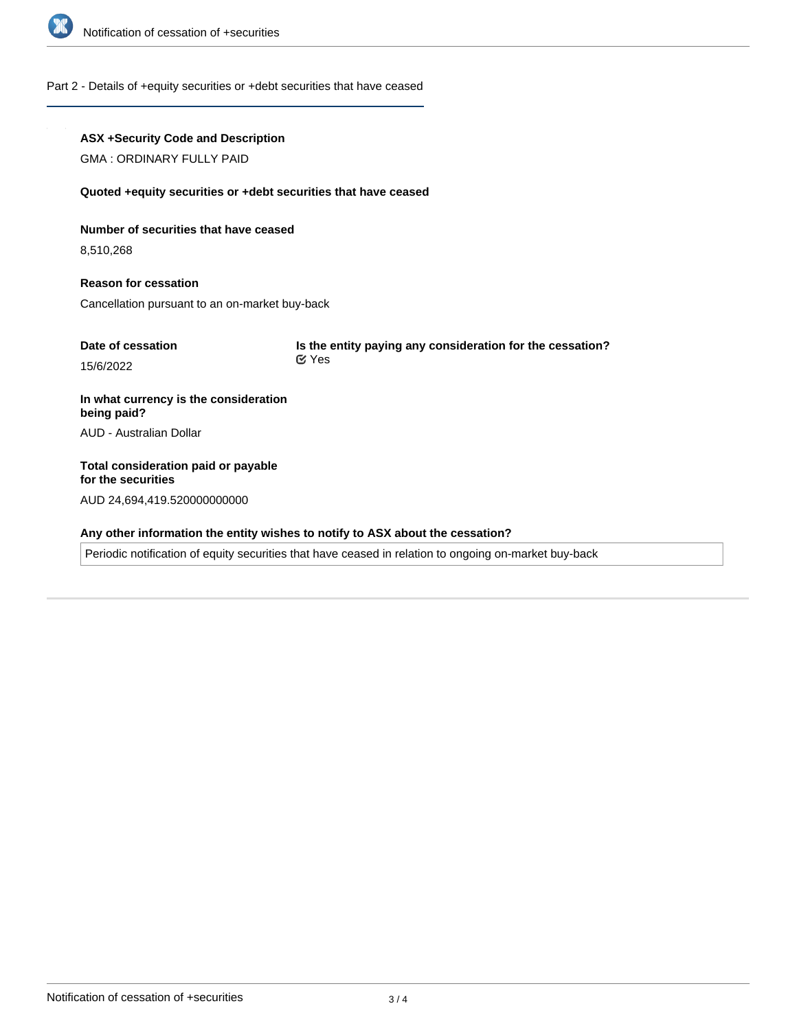## Part 2 - Details of +equity securities or +debt securities that have ceased

**ASX +Security Code and Description**

GMA : ORDINARY FULLY PAID

**Quoted +equity securities or +debt securities that have ceased**

**Number of securities that have ceased**

8,510,268

**Reason for cessation**

Cancellation pursuant to an on-market buy-back

**Date of cessation**

15/6/2022

**Is the entity paying any consideration for the cessation?**

Yes

**In what currency is the consideration being paid?**

AUD - Australian Dollar

**Total consideration paid or payable for the securities**

AUD 24,694,419.520000000000

**Any other information the entity wishes to notify to ASX about the cessation?**

Periodic notification of equity securities that have ceased in relation to ongoing on-market buy-back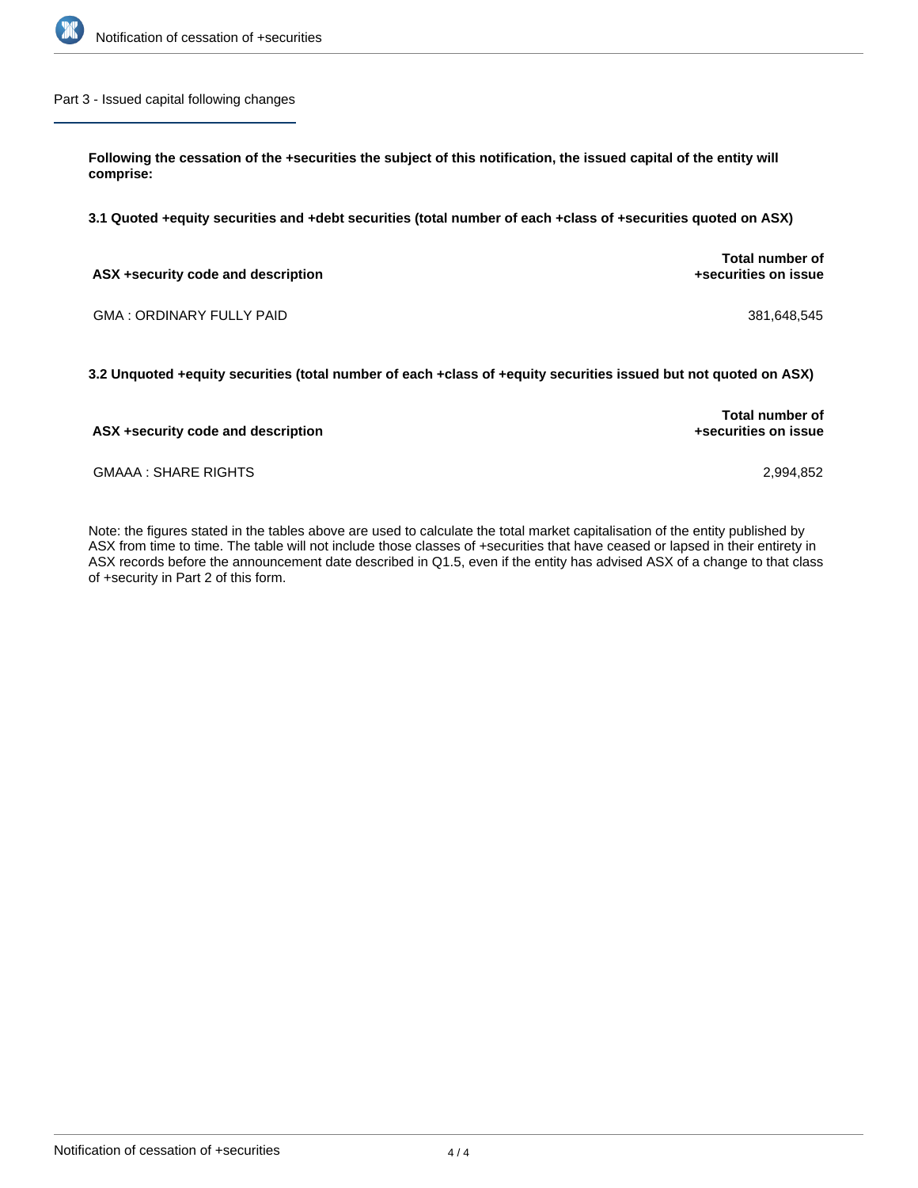## Part 3 - Issued capital following changes

**Following the cessation of the +securities the subject of this notification, the issued capital of the entity will comprise:**

**3.1 Quoted +equity securities and +debt securities (total number of each +class of +securities quoted on ASX)**

| ASX +security code and description | Total number of +securities on issue |
| --- | --- |
| GMA : ORDINARY FULLY PAID | 381,648,545 |

**3.2 Unquoted +equity securities (total number of each +class of +equity securities issued but not quoted on ASX)**

| ASX +security code and description | Total number of +securities on issue |
| --- | --- |
| GMAAA : SHARE RIGHTS | 2,994,852 |

Note: the figures stated in the tables above are used to calculate the total market capitalisation of the entity published by ASX from time to time. The table will not include those classes of +securities that have ceased or lapsed in their entirety in ASX records before the announcement date described in Q1.5, even if the entity has advised ASX of a change to that class of +security in Part 2 of this form.